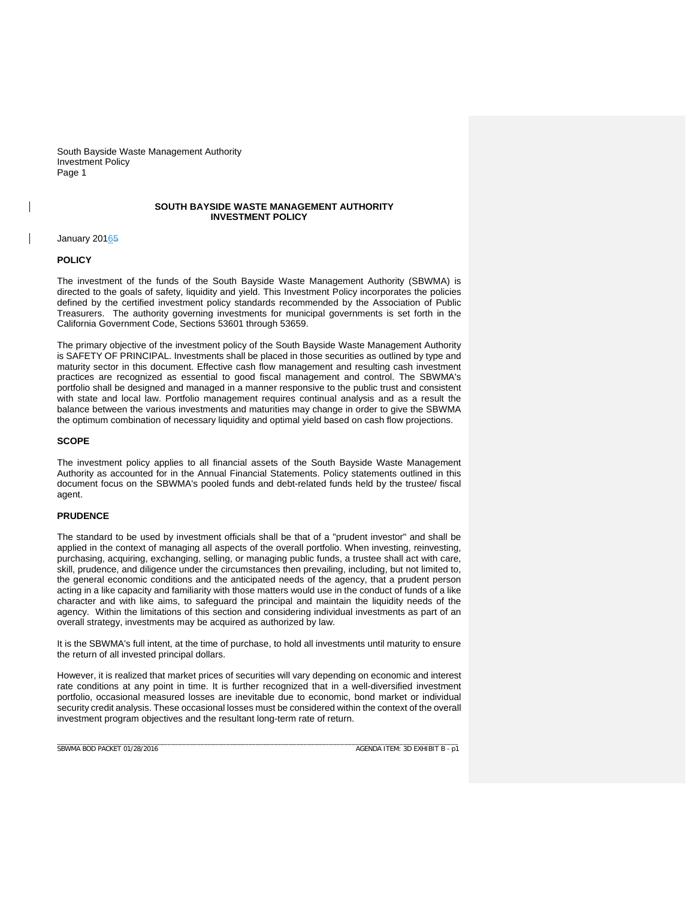# SOUTH BAYSIDE WASTE MANAGEMENT AUTHORITY
## INVESTMENT POLICY

January 2016

### POLICY

The investment of the funds of the South Bayside Waste Management Authority (SBWMA) is directed to the goals of safety, liquidity and yield. This Investment Policy incorporates the policies defined by the certified investment policy standards recommended by the Association of Public Treasurers. The authority governing investments for municipal governments is set forth in the California Government Code, Sections 53601 through 53659.

The primary objective of the investment policy of the South Bayside Waste Management Authority is SAFETY OF PRINCIPAL. Investments shall be placed in those securities as outlined by type and maturity sector in this document. Effective cash flow management and resulting cash investment practices are recognized as essential to good fiscal management and control. The SBWMA's portfolio shall be designed and managed in a manner responsive to the public trust and consistent with state and local law. Portfolio management requires continual analysis and as a result the balance between the various investments and maturities may change in order to give the SBWMA the optimum combination of necessary liquidity and optimal yield based on cash flow projections.

### SCOPE

The investment policy applies to all financial assets of the South Bayside Waste Management Authority as accounted for in the Annual Financial Statements. Policy statements outlined in this document focus on the SBWMA's pooled funds and debt-related funds held by the trustee/ fiscal agent.

### PRUDENCE

The standard to be used by investment officials shall be that of a "prudent investor" and shall be applied in the context of managing all aspects of the overall portfolio. When investing, reinvesting, purchasing, acquiring, exchanging, selling, or managing public funds, a trustee shall act with care, skill, prudence, and diligence under the circumstances then prevailing, including, but not limited to, the general economic conditions and the anticipated needs of the agency, that a prudent person acting in a like capacity and familiarity with those matters would use in the conduct of funds of a like character and with like aims, to safeguard the principal and maintain the liquidity needs of the agency. Within the limitations of this section and considering individual investments as part of an overall strategy, investments may be acquired as authorized by law.

It is the SBWMA's full intent, at the time of purchase, to hold all investments until maturity to ensure the return of all invested principal dollars.

However, it is realized that market prices of securities will vary depending on economic and interest rate conditions at any point in time. It is further recognized that in a well-diversified investment portfolio, occasional measured losses are inevitable due to economic, bond market or individual security credit analysis. These occasional losses must be considered within the context of the overall investment program objectives and the resultant long-term rate of return.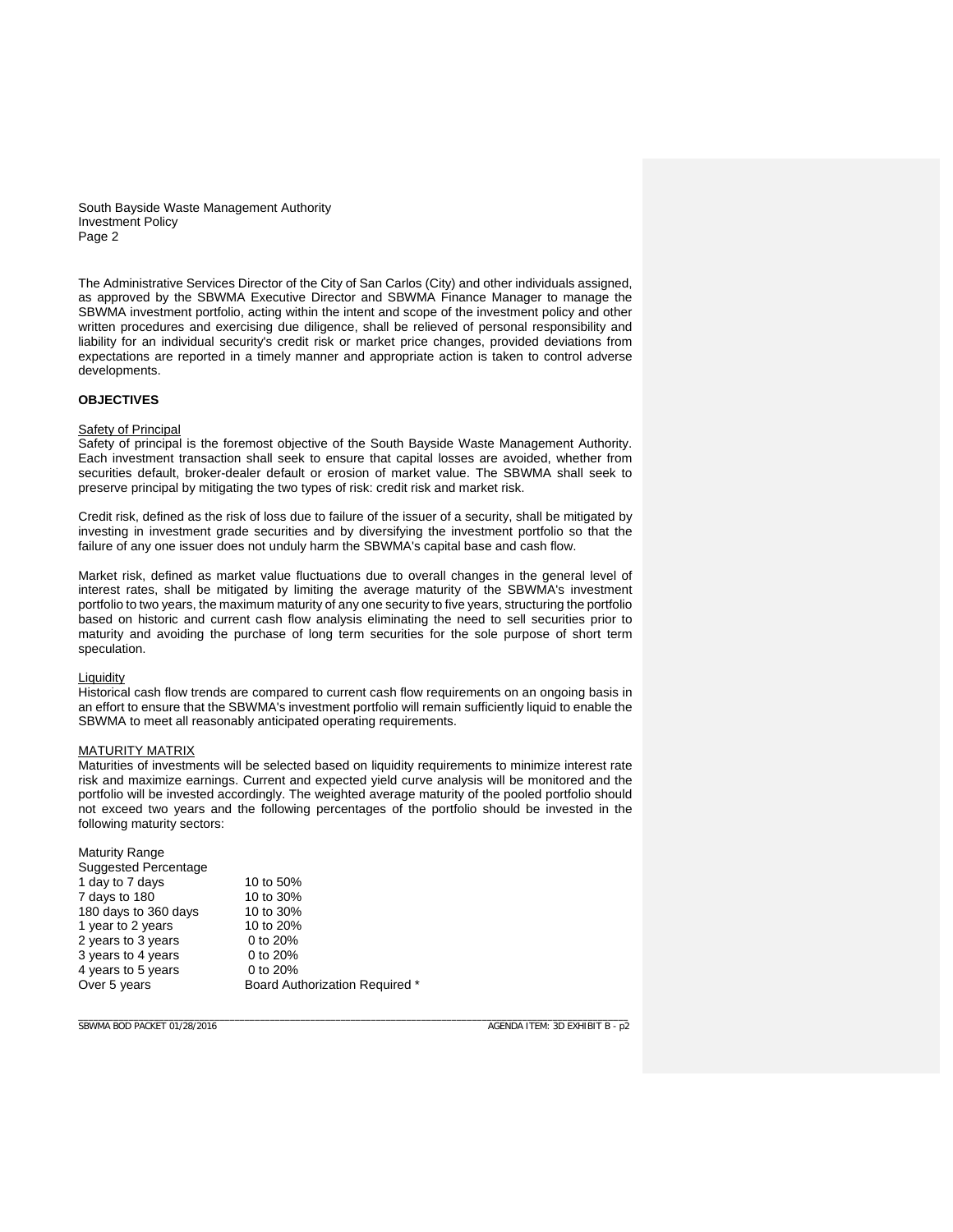The Administrative Services Director of the City of San Carlos (City) and other individuals assigned, as approved by the SBWMA Executive Director and SBWMA Finance Manager to manage the SBWMA investment portfolio, acting within the intent and scope of the investment policy and other written procedures and exercising due diligence, shall be relieved of personal responsibility and liability for an individual security's credit risk or market price changes, provided deviations from expectations are reported in a timely manner and appropriate action is taken to control adverse developments.

**OBJECTIVES**

Safety of Principal

Safety of principal is the foremost objective of the South Bayside Waste Management Authority. Each investment transaction shall seek to ensure that capital losses are avoided, whether from securities default, broker-dealer default or erosion of market value. The SBWMA shall seek to preserve principal by mitigating the two types of risk: credit risk and market risk.

Credit risk, defined as the risk of loss due to failure of the issuer of a security, shall be mitigated by investing in investment grade securities and by diversifying the investment portfolio so that the failure of any one issuer does not unduly harm the SBWMA's capital base and cash flow.

Market risk, defined as market value fluctuations due to overall changes in the general level of interest rates, shall be mitigated by limiting the average maturity of the SBWMA's investment portfolio to two years, the maximum maturity of any one security to five years, structuring the portfolio based on historic and current cash flow analysis eliminating the need to sell securities prior to maturity and avoiding the purchase of long term securities for the sole purpose of short term speculation.

Liquidity

Historical cash flow trends are compared to current cash flow requirements on an ongoing basis in an effort to ensure that the SBWMA's investment portfolio will remain sufficiently liquid to enable the SBWMA to meet all reasonably anticipated operating requirements.

MATURITY MATRIX

Maturities of investments will be selected based on liquidity requirements to minimize interest rate risk and maximize earnings. Current and expected yield curve analysis will be monitored and the portfolio will be invested accordingly. The weighted average maturity of the pooled portfolio should not exceed two years and the following percentages of the portfolio should be invested in the following maturity sectors:

| Maturity Range<br>Suggested Percentage | |
|---|---|
| 1 day to 7 days | 10 to 50% |
| 7 days to 180 | 10 to 30% |
| 180 days to 360 days | 10 to 30% |
| 1 year to 2 years | 10 to 20% |
| 2 years to 3 years | 0 to 20% |
| 3 years to 4 years | 0 to 20% |
| 4 years to 5 years | 0 to 20% |
| Over 5 years | Board Authorization Required * |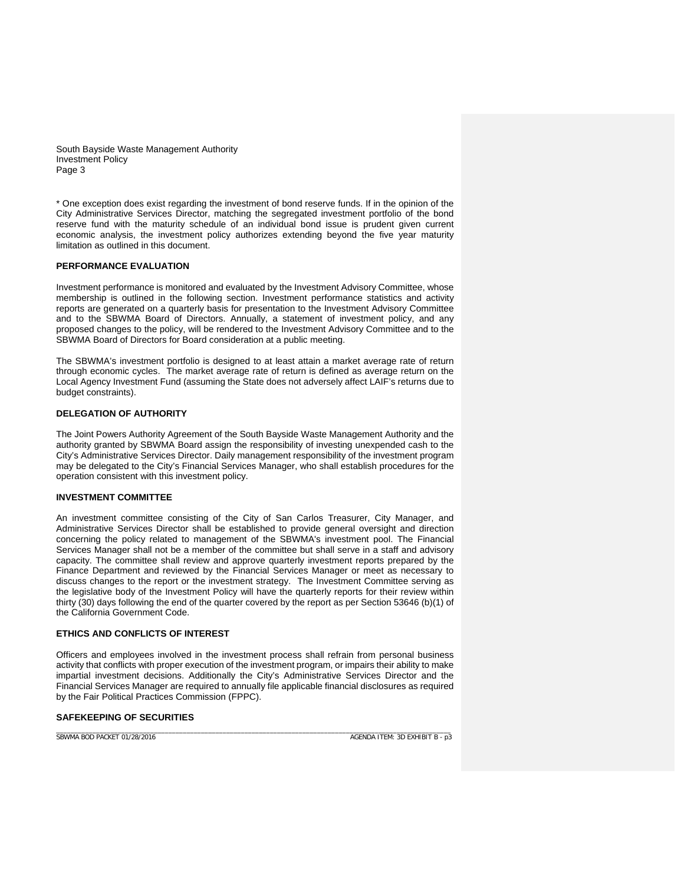* One exception does exist regarding the investment of bond reserve funds. If in the opinion of the City Administrative Services Director, matching the segregated investment portfolio of the bond reserve fund with the maturity schedule of an individual bond issue is prudent given current economic analysis, the investment policy authorizes extending beyond the five year maturity limitation as outlined in this document.

## PERFORMANCE EVALUATION

Investment performance is monitored and evaluated by the Investment Advisory Committee, whose membership is outlined in the following section. Investment performance statistics and activity reports are generated on a quarterly basis for presentation to the Investment Advisory Committee and to the SBWMA Board of Directors. Annually, a statement of investment policy, and any proposed changes to the policy, will be rendered to the Investment Advisory Committee and to the SBWMA Board of Directors for Board consideration at a public meeting.

The SBWMA's investment portfolio is designed to at least attain a market average rate of return through economic cycles. The market average rate of return is defined as average return on the Local Agency Investment Fund (assuming the State does not adversely affect LAIF's returns due to budget constraints).

## DELEGATION OF AUTHORITY

The Joint Powers Authority Agreement of the South Bayside Waste Management Authority and the authority granted by SBWMA Board assign the responsibility of investing unexpended cash to the City's Administrative Services Director. Daily management responsibility of the investment program may be delegated to the City's Financial Services Manager, who shall establish procedures for the operation consistent with this investment policy.

## INVESTMENT COMMITTEE

An investment committee consisting of the City of San Carlos Treasurer, City Manager, and Administrative Services Director shall be established to provide general oversight and direction concerning the policy related to management of the SBWMA's investment pool. The Financial Services Manager shall not be a member of the committee but shall serve in a staff and advisory capacity. The committee shall review and approve quarterly investment reports prepared by the Finance Department and reviewed by the Financial Services Manager or meet as necessary to discuss changes to the report or the investment strategy. The Investment Committee serving as the legislative body of the Investment Policy will have the quarterly reports for their review within thirty (30) days following the end of the quarter covered by the report as per Section 53646 (b)(1) of the California Government Code.

## ETHICS AND CONFLICTS OF INTEREST

Officers and employees involved in the investment process shall refrain from personal business activity that conflicts with proper execution of the investment program, or impairs their ability to make impartial investment decisions. Additionally the City's Administrative Services Director and the Financial Services Manager are required to annually file applicable financial disclosures as required by the Fair Political Practices Commission (FPPC).

## SAFEKEEPING OF SECURITIES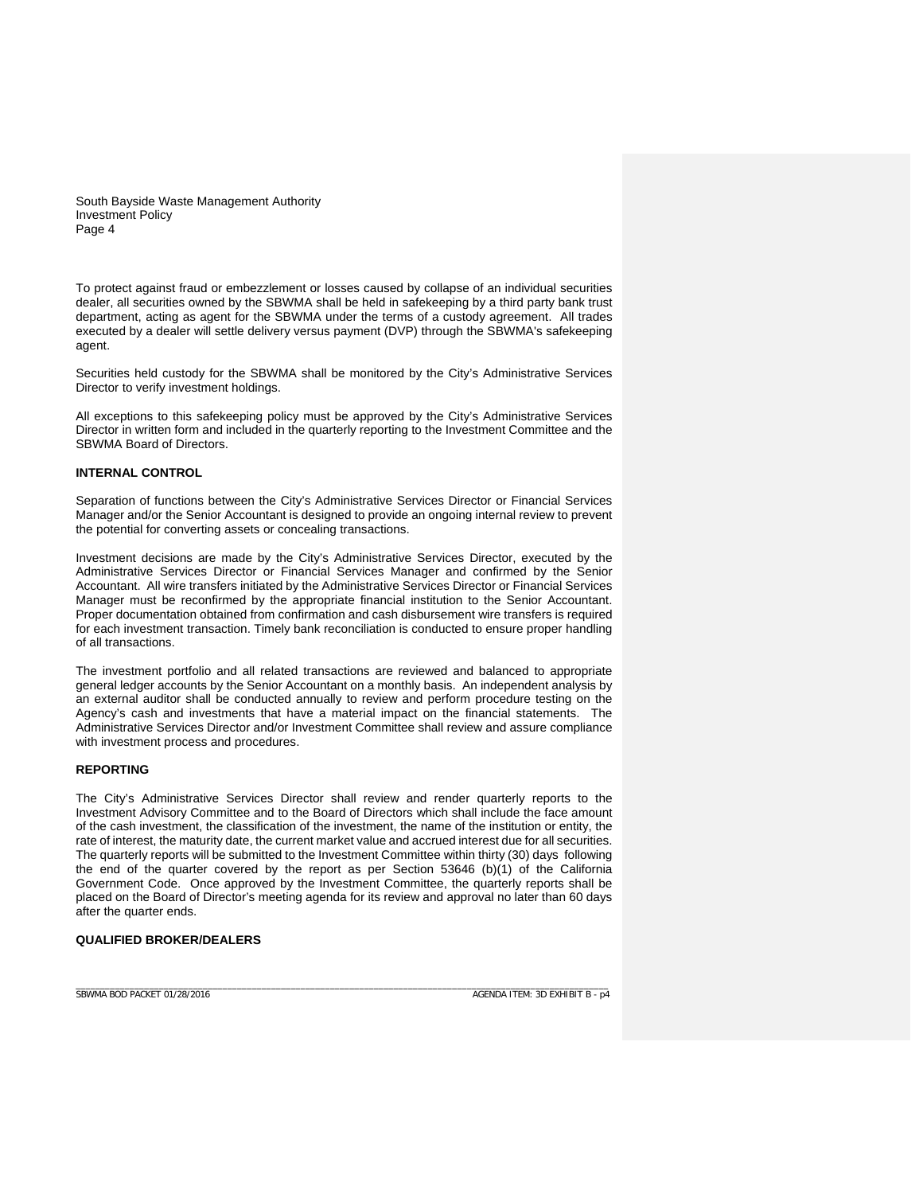To protect against fraud or embezzlement or losses caused by collapse of an individual securities dealer, all securities owned by the SBWMA shall be held in safekeeping by a third party bank trust department, acting as agent for the SBWMA under the terms of a custody agreement. All trades executed by a dealer will settle delivery versus payment (DVP) through the SBWMA's safekeeping agent.

Securities held custody for the SBWMA shall be monitored by the City's Administrative Services Director to verify investment holdings.

All exceptions to this safekeeping policy must be approved by the City's Administrative Services Director in written form and included in the quarterly reporting to the Investment Committee and the SBWMA Board of Directors.

**INTERNAL CONTROL**

Separation of functions between the City's Administrative Services Director or Financial Services Manager and/or the Senior Accountant is designed to provide an ongoing internal review to prevent the potential for converting assets or concealing transactions.

Investment decisions are made by the City's Administrative Services Director, executed by the Administrative Services Director or Financial Services Manager and confirmed by the Senior Accountant. All wire transfers initiated by the Administrative Services Director or Financial Services Manager must be reconfirmed by the appropriate financial institution to the Senior Accountant. Proper documentation obtained from confirmation and cash disbursement wire transfers is required for each investment transaction. Timely bank reconciliation is conducted to ensure proper handling of all transactions.

The investment portfolio and all related transactions are reviewed and balanced to appropriate general ledger accounts by the Senior Accountant on a monthly basis. An independent analysis by an external auditor shall be conducted annually to review and perform procedure testing on the Agency's cash and investments that have a material impact on the financial statements. The Administrative Services Director and/or Investment Committee shall review and assure compliance with investment process and procedures.

**REPORTING**

The City's Administrative Services Director shall review and render quarterly reports to the Investment Advisory Committee and to the Board of Directors which shall include the face amount of the cash investment, the classification of the investment, the name of the institution or entity, the rate of interest, the maturity date, the current market value and accrued interest due for all securities. The quarterly reports will be submitted to the Investment Committee within thirty (30) days following the end of the quarter covered by the report as per Section 53646 (b)(1) of the California Government Code. Once approved by the Investment Committee, the quarterly reports shall be placed on the Board of Director's meeting agenda for its review and approval no later than 60 days after the quarter ends.

**QUALIFIED BROKER/DEALERS**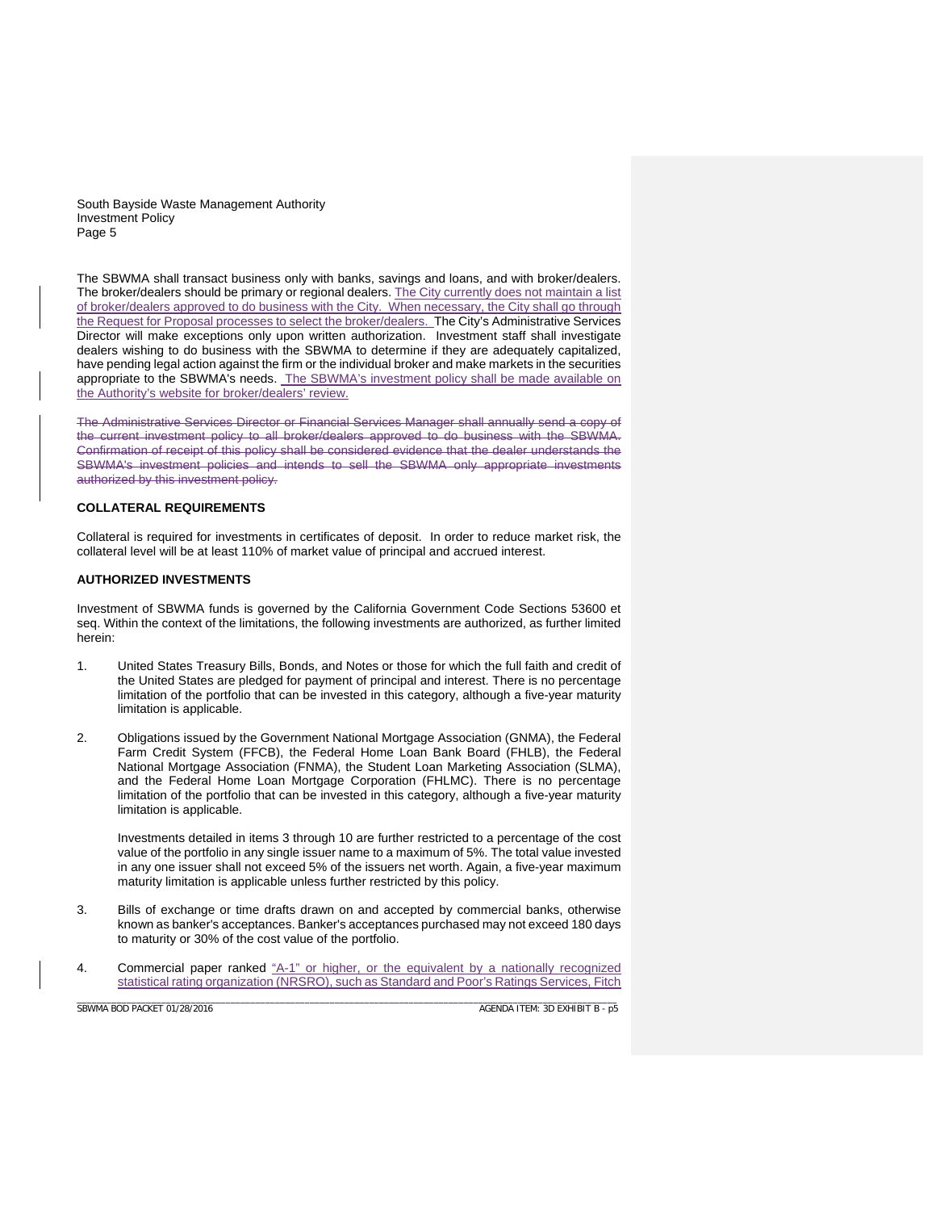The SBWMA shall transact business only with banks, savings and loans, and with broker/dealers. The broker/dealers should be primary or regional dealers. The City currently does not maintain a list of broker/dealers approved to do business with the City. When necessary, the City shall go through the Request for Proposal processes to select the broker/dealers. The City's Administrative Services Director will make exceptions only upon written authorization. Investment staff shall investigate dealers wishing to do business with the SBWMA to determine if they are adequately capitalized, have pending legal action against the firm or the individual broker and make markets in the securities appropriate to the SBWMA's needs. The SBWMA's investment policy shall be made available on the Authority's website for broker/dealers' review.

~~The Administrative Services Director or Financial Services Manager shall annually send a copy of the current investment policy to all broker/dealers approved to do business with the SBWMA. Confirmation of receipt of this policy shall be considered evidence that the dealer understands the SBWMA's investment policies and intends to sell the SBWMA only appropriate investments authorized by this investment policy.~~

**COLLATERAL REQUIREMENTS**

Collateral is required for investments in certificates of deposit. In order to reduce market risk, the collateral level will be at least 110% of market value of principal and accrued interest.

**AUTHORIZED INVESTMENTS**

Investment of SBWMA funds is governed by the California Government Code Sections 53600 et seq. Within the context of the limitations, the following investments are authorized, as further limited herein:

1. United States Treasury Bills, Bonds, and Notes or those for which the full faith and credit of the United States are pledged for payment of principal and interest. There is no percentage limitation of the portfolio that can be invested in this category, although a five-year maturity limitation is applicable.

2. Obligations issued by the Government National Mortgage Association (GNMA), the Federal Farm Credit System (FFCB), the Federal Home Loan Bank Board (FHLB), the Federal National Mortgage Association (FNMA), the Student Loan Marketing Association (SLMA), and the Federal Home Loan Mortgage Corporation (FHLMC). There is no percentage limitation of the portfolio that can be invested in this category, although a five-year maturity limitation is applicable.

   Investments detailed in items 3 through 10 are further restricted to a percentage of the cost value of the portfolio in any single issuer name to a maximum of 5%. The total value invested in any one issuer shall not exceed 5% of the issuers net worth. Again, a five-year maximum maturity limitation is applicable unless further restricted by this policy.

3. Bills of exchange or time drafts drawn on and accepted by commercial banks, otherwise known as banker's acceptances. Banker's acceptances purchased may not exceed 180 days to maturity or 30% of the cost value of the portfolio.

4. Commercial paper ranked "A-1" or higher, or the equivalent by a nationally recognized statistical rating organization (NRSRO), such as Standard and Poor's Ratings Services, Fitch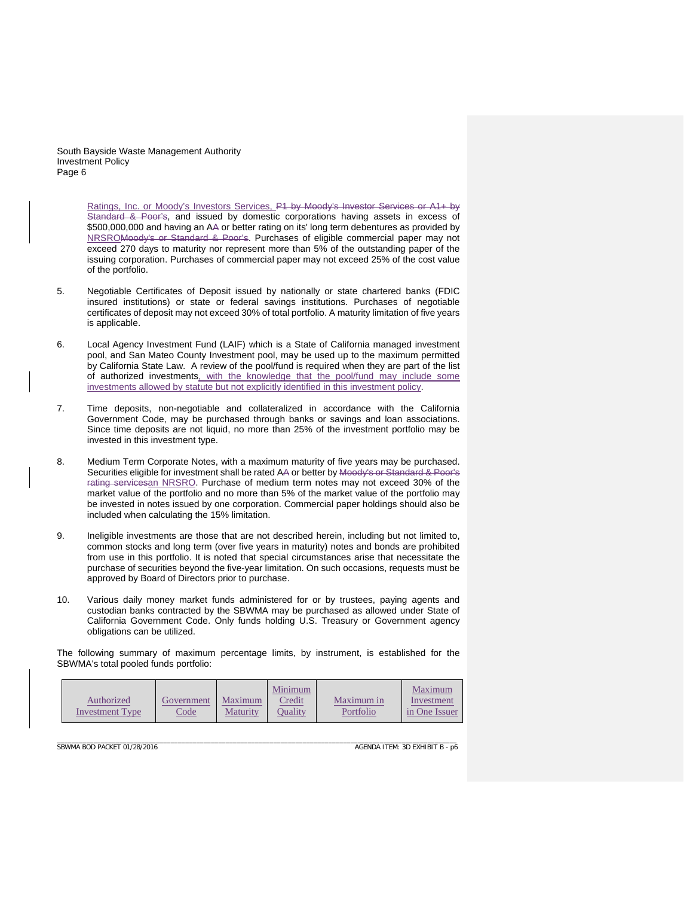Ratings, Inc. or Moody's Investors Services, ~~P1 by Moody's Investor Services or A1+ by Standard & Poor's~~, and issued by domestic corporations having assets in excess of $500,000,000 and having an A~~A~~ or better rating on its' long term debentures as provided by NRSRO~~Moody's or Standard & Poor's~~. Purchases of eligible commercial paper may not exceed 270 days to maturity nor represent more than 5% of the outstanding paper of the issuing corporation. Purchases of commercial paper may not exceed 25% of the cost value of the portfolio.

5. Negotiable Certificates of Deposit issued by nationally or state chartered banks (FDIC insured institutions) or state or federal savings institutions. Purchases of negotiable certificates of deposit may not exceed 30% of total portfolio. A maturity limitation of five years is applicable.

6. Local Agency Investment Fund (LAIF) which is a State of California managed investment pool, and San Mateo County Investment pool, may be used up to the maximum permitted by California State Law. A review of the pool/fund is required when they are part of the list of authorized investments, with the knowledge that the pool/fund may include some investments allowed by statute but not explicitly identified in this investment policy.

7. Time deposits, non-negotiable and collateralized in accordance with the California Government Code, may be purchased through banks or savings and loan associations. Since time deposits are not liquid, no more than 25% of the investment portfolio may be invested in this investment type.

8. Medium Term Corporate Notes, with a maximum maturity of five years may be purchased. Securities eligible for investment shall be rated A~~A~~ or better by ~~Moody's or Standard & Poor's rating services~~an NRSRO. Purchase of medium term notes may not exceed 30% of the market value of the portfolio and no more than 5% of the market value of the portfolio may be invested in notes issued by one corporation. Commercial paper holdings should also be included when calculating the 15% limitation.

9. Ineligible investments are those that are not described herein, including but not limited to, common stocks and long term (over five years in maturity) notes and bonds are prohibited from use in this portfolio. It is noted that special circumstances arise that necessitate the purchase of securities beyond the five-year limitation. On such occasions, requests must be approved by Board of Directors prior to purchase.

10. Various daily money market funds administered for or by trustees, paying agents and custodian banks contracted by the SBWMA may be purchased as allowed under State of California Government Code. Only funds holding U.S. Treasury or Government agency obligations can be utilized.

The following summary of maximum percentage limits, by instrument, is established for the SBWMA's total pooled funds portfolio:

| Authorized Investment Type | Government Code | Maximum Maturity | Minimum Credit Quality | Maximum in Portfolio | Maximum Investment in One Issuer |
|---|---|---|---|---|---|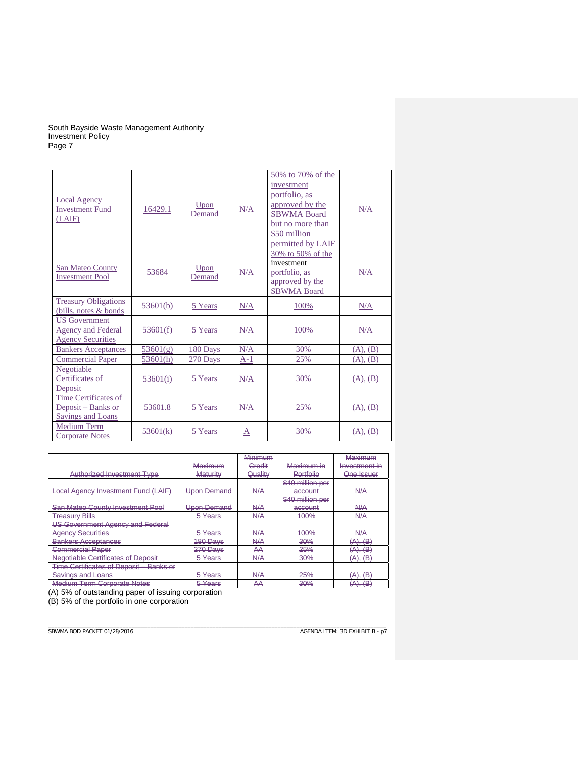| Local Agency Investment Fund (LAIF) | 16429.1 | Upon Demand | N/A | 50% to 70% of the investment portfolio, as approved by the SBWMA Board but no more than $50 million permitted by LAIF | N/A |
|---|---|---|---|---|---|
| San Mateo County Investment Pool | 53684 | Upon Demand | N/A | 30% to 50% of the investment portfolio, as approved by the SBWMA Board | N/A |
| Treasury Obligations (bills, notes & bonds | 53601(b) | 5 Years | N/A | 100% | N/A |
| US Government Agency and Federal Agency Securities | 53601(f) | 5 Years | N/A | 100% | N/A |
| Bankers Acceptances | 53601(g) | 180 Days | N/A | 30% | (A), (B) |
| Commercial Paper | 53601(h) | 270 Days | A-1 | 25% | (A), (B) |
| Negotiable Certificates of Deposit | 53601(i) | 5 Years | N/A | 30% | (A), (B) |
| Time Certificates of Deposit – Banks or Savings and Loans | 53601.8 | 5 Years | N/A | 25% | (A), (B) |
| Medium Term Corporate Notes | 53601(k) | 5 Years | A | 30% | (A), (B) |

| ~~Authorized Investment Type~~ | ~~Maximum Maturity~~ | ~~Minimum Credit Quality~~ | ~~Maximum in Portfolio~~ | ~~Maximum Investment in One Issuer~~ |
|---|---|---|---|---|
| ~~Local Agency Investment Fund (LAIF)~~ | ~~Upon Demand~~ | ~~N/A~~ | ~~$40 million per account~~ | ~~N/A~~ |
| ~~San Mateo County Investment Pool~~ | ~~Upon Demand~~ | ~~N/A~~ | ~~$40 million per account~~ | ~~N/A~~ |
| ~~Treasury Bills~~ | ~~5 Years~~ | ~~N/A~~ | ~~100%~~ | ~~N/A~~ |
| ~~US Government Agency and Federal Agency Securities~~ | ~~5 Years~~ | ~~N/A~~ | ~~100%~~ | ~~N/A~~ |
| ~~Bankers Acceptances~~ | ~~180 Days~~ | ~~N/A~~ | ~~30%~~ | ~~(A), (B)~~ |
| ~~Commercial Paper~~ | ~~270 Days~~ | ~~AA~~ | ~~25%~~ | ~~(A), (B)~~ |
| ~~Negotiable Certificates of Deposit~~ | ~~5 Years~~ | ~~N/A~~ | ~~30%~~ | ~~(A), (B)~~ |
| ~~Time Certificates of Deposit – Banks or Savings and Loans~~ | ~~5 Years~~ | ~~N/A~~ | ~~25%~~ | ~~(A), (B)~~ |
| ~~Medium Term Corporate Notes~~ | ~~5 Years~~ | ~~AA~~ | ~~30%~~ | ~~(A), (B)~~ |

(A) 5% of outstanding paper of issuing corporation
(B) 5% of the portfolio in one corporation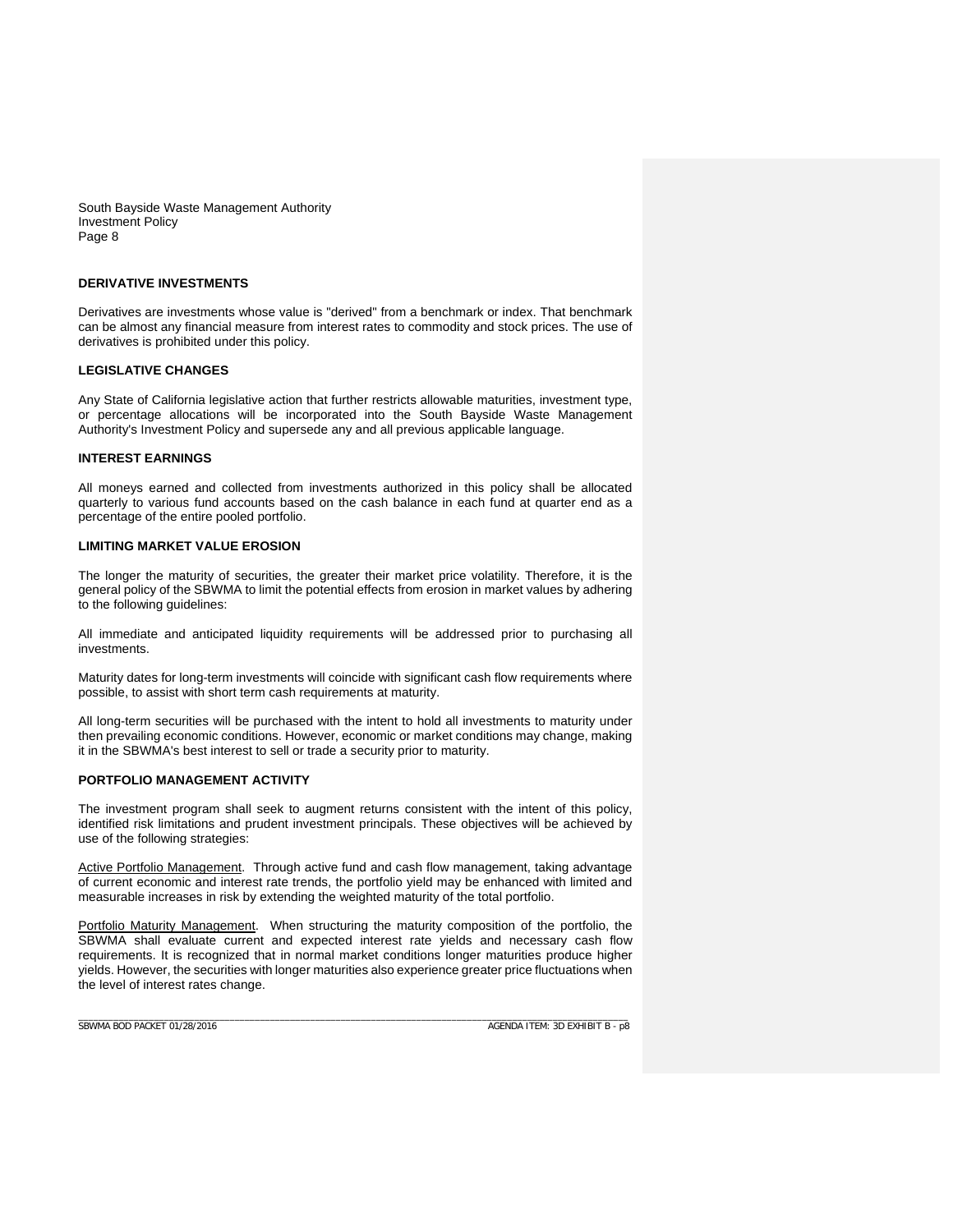## DERIVATIVE INVESTMENTS

Derivatives are investments whose value is "derived" from a benchmark or index. That benchmark can be almost any financial measure from interest rates to commodity and stock prices. The use of derivatives is prohibited under this policy.

## LEGISLATIVE CHANGES

Any State of California legislative action that further restricts allowable maturities, investment type, or percentage allocations will be incorporated into the South Bayside Waste Management Authority's Investment Policy and supersede any and all previous applicable language.

## INTEREST EARNINGS

All moneys earned and collected from investments authorized in this policy shall be allocated quarterly to various fund accounts based on the cash balance in each fund at quarter end as a percentage of the entire pooled portfolio.

## LIMITING MARKET VALUE EROSION

The longer the maturity of securities, the greater their market price volatility. Therefore, it is the general policy of the SBWMA to limit the potential effects from erosion in market values by adhering to the following guidelines:

All immediate and anticipated liquidity requirements will be addressed prior to purchasing all investments.

Maturity dates for long-term investments will coincide with significant cash flow requirements where possible, to assist with short term cash requirements at maturity.

All long-term securities will be purchased with the intent to hold all investments to maturity under then prevailing economic conditions. However, economic or market conditions may change, making it in the SBWMA's best interest to sell or trade a security prior to maturity.

## PORTFOLIO MANAGEMENT ACTIVITY

The investment program shall seek to augment returns consistent with the intent of this policy, identified risk limitations and prudent investment principals. These objectives will be achieved by use of the following strategies:

<u>Active Portfolio Management</u>. Through active fund and cash flow management, taking advantage of current economic and interest rate trends, the portfolio yield may be enhanced with limited and measurable increases in risk by extending the weighted maturity of the total portfolio.

<u>Portfolio Maturity Management</u>. When structuring the maturity composition of the portfolio, the SBWMA shall evaluate current and expected interest rate yields and necessary cash flow requirements. It is recognized that in normal market conditions longer maturities produce higher yields. However, the securities with longer maturities also experience greater price fluctuations when the level of interest rates change.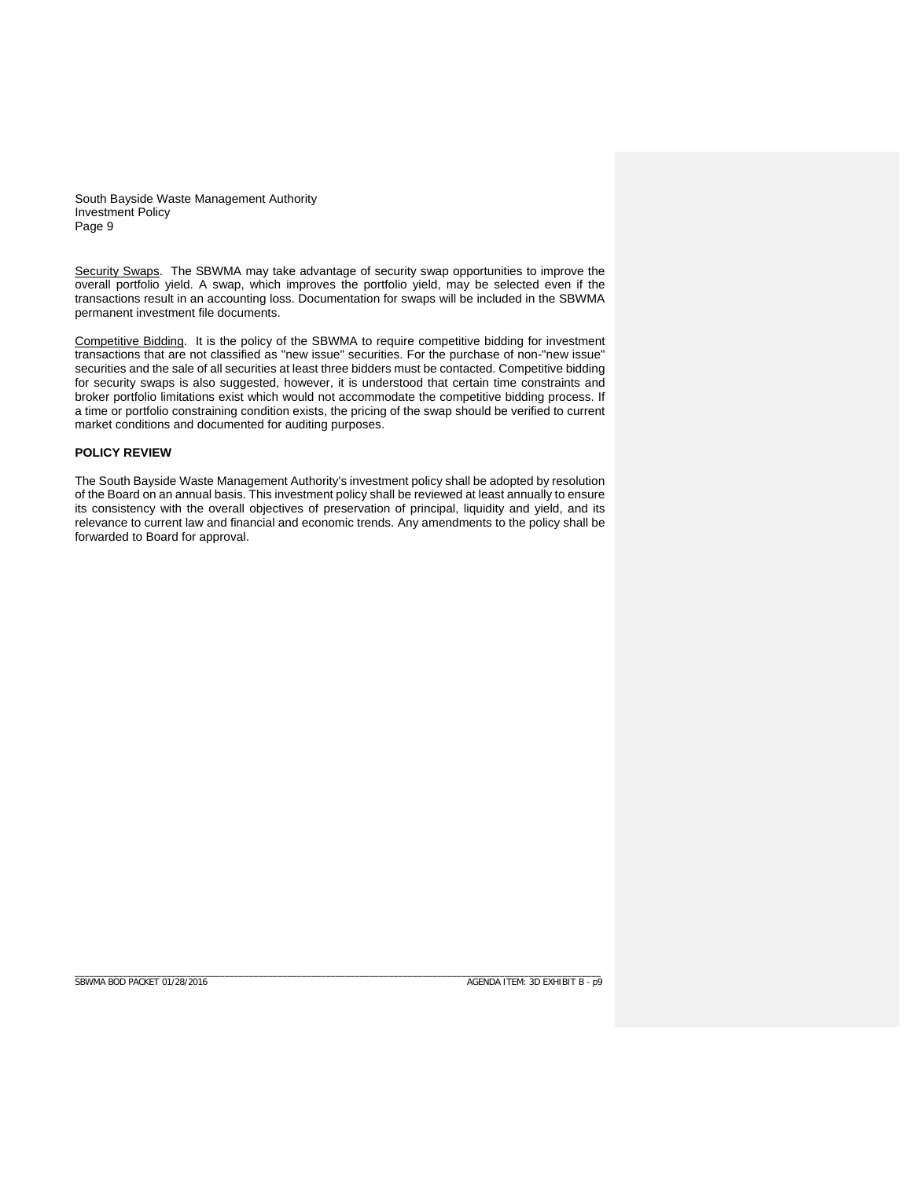Security Swaps. The SBWMA may take advantage of security swap opportunities to improve the overall portfolio yield. A swap, which improves the portfolio yield, may be selected even if the transactions result in an accounting loss. Documentation for swaps will be included in the SBWMA permanent investment file documents.

Competitive Bidding. It is the policy of the SBWMA to require competitive bidding for investment transactions that are not classified as "new issue" securities. For the purchase of non-"new issue" securities and the sale of all securities at least three bidders must be contacted. Competitive bidding for security swaps is also suggested, however, it is understood that certain time constraints and broker portfolio limitations exist which would not accommodate the competitive bidding process. If a time or portfolio constraining condition exists, the pricing of the swap should be verified to current market conditions and documented for auditing purposes.

**POLICY REVIEW**

The South Bayside Waste Management Authority's investment policy shall be adopted by resolution of the Board on an annual basis. This investment policy shall be reviewed at least annually to ensure its consistency with the overall objectives of preservation of principal, liquidity and yield, and its relevance to current law and financial and economic trends. Any amendments to the policy shall be forwarded to Board for approval.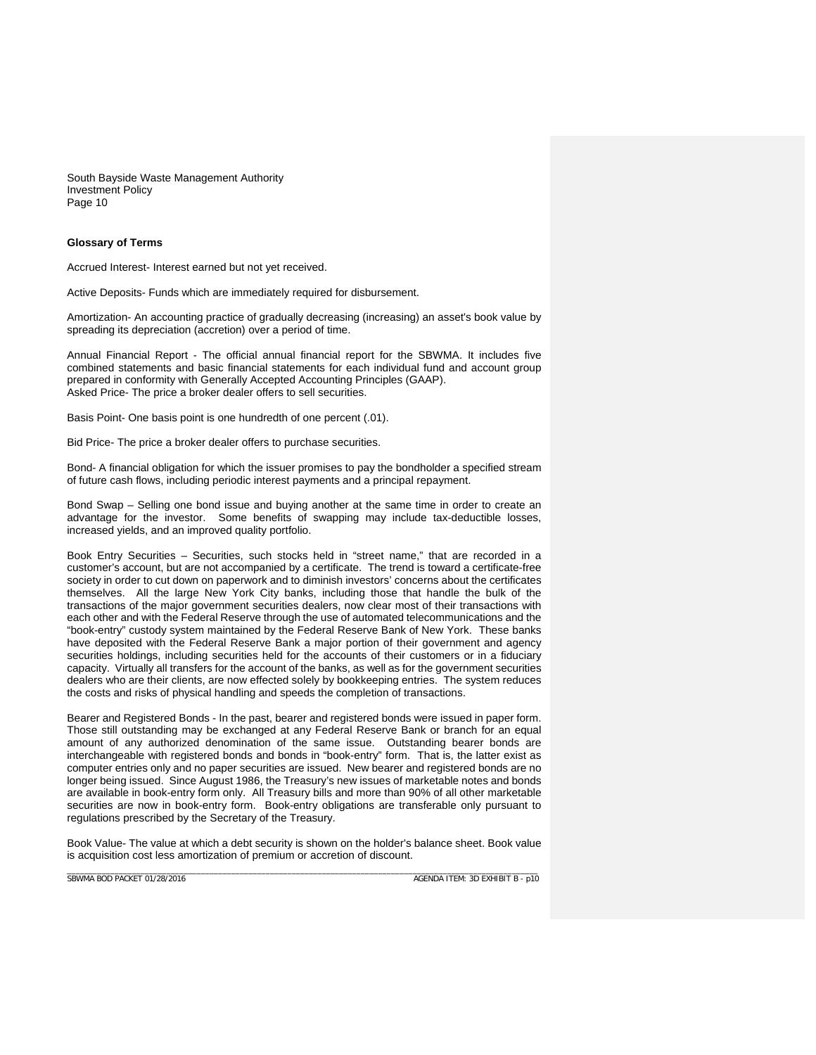**Glossary of Terms**

Accrued Interest- Interest earned but not yet received.

Active Deposits- Funds which are immediately required for disbursement.

Amortization- An accounting practice of gradually decreasing (increasing) an asset's book value by spreading its depreciation (accretion) over a period of time.

Annual Financial Report - The official annual financial report for the SBWMA. It includes five combined statements and basic financial statements for each individual fund and account group prepared in conformity with Generally Accepted Accounting Principles (GAAP).
Asked Price- The price a broker dealer offers to sell securities.

Basis Point- One basis point is one hundredth of one percent (.01).

Bid Price- The price a broker dealer offers to purchase securities.

Bond- A financial obligation for which the issuer promises to pay the bondholder a specified stream of future cash flows, including periodic interest payments and a principal repayment.

Bond Swap – Selling one bond issue and buying another at the same time in order to create an advantage for the investor. Some benefits of swapping may include tax-deductible losses, increased yields, and an improved quality portfolio.

Book Entry Securities – Securities, such stocks held in "street name," that are recorded in a customer's account, but are not accompanied by a certificate. The trend is toward a certificate-free society in order to cut down on paperwork and to diminish investors' concerns about the certificates themselves. All the large New York City banks, including those that handle the bulk of the transactions of the major government securities dealers, now clear most of their transactions with each other and with the Federal Reserve through the use of automated telecommunications and the "book-entry" custody system maintained by the Federal Reserve Bank of New York. These banks have deposited with the Federal Reserve Bank a major portion of their government and agency securities holdings, including securities held for the accounts of their customers or in a fiduciary capacity. Virtually all transfers for the account of the banks, as well as for the government securities dealers who are their clients, are now effected solely by bookkeeping entries. The system reduces the costs and risks of physical handling and speeds the completion of transactions.

Bearer and Registered Bonds - In the past, bearer and registered bonds were issued in paper form. Those still outstanding may be exchanged at any Federal Reserve Bank or branch for an equal amount of any authorized denomination of the same issue. Outstanding bearer bonds are interchangeable with registered bonds and bonds in "book-entry" form. That is, the latter exist as computer entries only and no paper securities are issued. New bearer and registered bonds are no longer being issued. Since August 1986, the Treasury's new issues of marketable notes and bonds are available in book-entry form only. All Treasury bills and more than 90% of all other marketable securities are now in book-entry form. Book-entry obligations are transferable only pursuant to regulations prescribed by the Secretary of the Treasury.

Book Value- The value at which a debt security is shown on the holder's balance sheet. Book value is acquisition cost less amortization of premium or accretion of discount.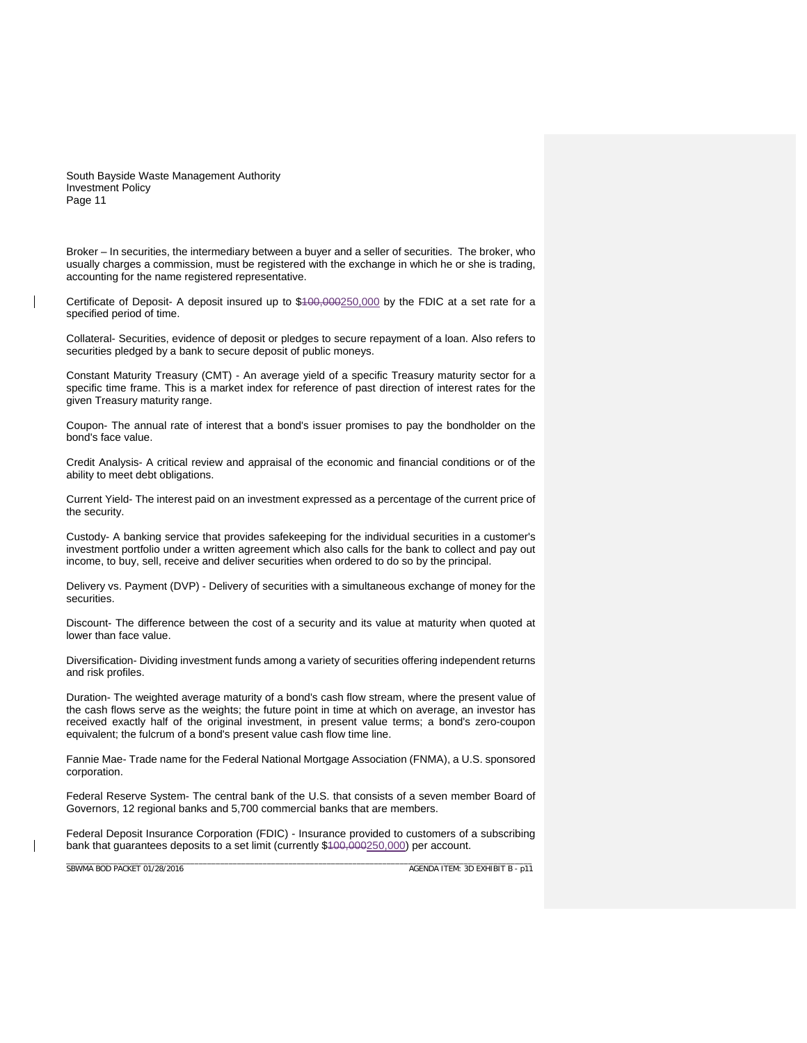Broker – In securities, the intermediary between a buyer and a seller of securities. The broker, who usually charges a commission, must be registered with the exchange in which he or she is trading, accounting for the name registered representative.

Certificate of Deposit- A deposit insured up to $~~100,000~~250,000 by the FDIC at a set rate for a specified period of time.

Collateral- Securities, evidence of deposit or pledges to secure repayment of a loan. Also refers to securities pledged by a bank to secure deposit of public moneys.

Constant Maturity Treasury (CMT) - An average yield of a specific Treasury maturity sector for a specific time frame. This is a market index for reference of past direction of interest rates for the given Treasury maturity range.

Coupon- The annual rate of interest that a bond's issuer promises to pay the bondholder on the bond's face value.

Credit Analysis- A critical review and appraisal of the economic and financial conditions or of the ability to meet debt obligations.

Current Yield- The interest paid on an investment expressed as a percentage of the current price of the security.

Custody- A banking service that provides safekeeping for the individual securities in a customer's investment portfolio under a written agreement which also calls for the bank to collect and pay out income, to buy, sell, receive and deliver securities when ordered to do so by the principal.

Delivery vs. Payment (DVP) - Delivery of securities with a simultaneous exchange of money for the securities.

Discount- The difference between the cost of a security and its value at maturity when quoted at lower than face value.

Diversification- Dividing investment funds among a variety of securities offering independent returns and risk profiles.

Duration- The weighted average maturity of a bond's cash flow stream, where the present value of the cash flows serve as the weights; the future point in time at which on average, an investor has received exactly half of the original investment, in present value terms; a bond's zero-coupon equivalent; the fulcrum of a bond's present value cash flow time line.

Fannie Mae- Trade name for the Federal National Mortgage Association (FNMA), a U.S. sponsored corporation.

Federal Reserve System- The central bank of the U.S. that consists of a seven member Board of Governors, 12 regional banks and 5,700 commercial banks that are members.

Federal Deposit Insurance Corporation (FDIC) - Insurance provided to customers of a subscribing bank that guarantees deposits to a set limit (currently $~~100,000~~250,000) per account.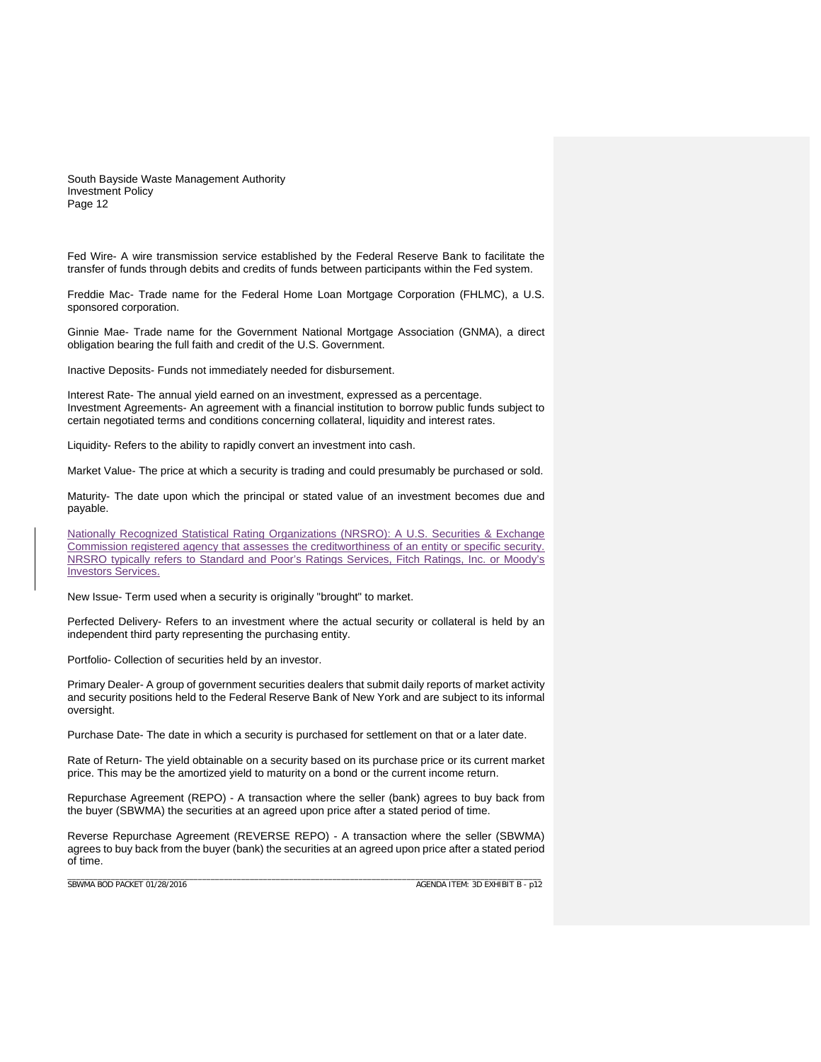Fed Wire- A wire transmission service established by the Federal Reserve Bank to facilitate the transfer of funds through debits and credits of funds between participants within the Fed system.

Freddie Mac- Trade name for the Federal Home Loan Mortgage Corporation (FHLMC), a U.S. sponsored corporation.

Ginnie Mae- Trade name for the Government National Mortgage Association (GNMA), a direct obligation bearing the full faith and credit of the U.S. Government.

Inactive Deposits- Funds not immediately needed for disbursement.

Interest Rate- The annual yield earned on an investment, expressed as a percentage.
Investment Agreements- An agreement with a financial institution to borrow public funds subject to certain negotiated terms and conditions concerning collateral, liquidity and interest rates.

Liquidity- Refers to the ability to rapidly convert an investment into cash.

Market Value- The price at which a security is trading and could presumably be purchased or sold.

Maturity- The date upon which the principal or stated value of an investment becomes due and payable.

Nationally Recognized Statistical Rating Organizations (NRSRO): A U.S. Securities & Exchange Commission registered agency that assesses the creditworthiness of an entity or specific security. NRSRO typically refers to Standard and Poor's Ratings Services, Fitch Ratings, Inc. or Moody's Investors Services.

New Issue- Term used when a security is originally "brought" to market.

Perfected Delivery- Refers to an investment where the actual security or collateral is held by an independent third party representing the purchasing entity.

Portfolio- Collection of securities held by an investor.

Primary Dealer- A group of government securities dealers that submit daily reports of market activity and security positions held to the Federal Reserve Bank of New York and are subject to its informal oversight.

Purchase Date- The date in which a security is purchased for settlement on that or a later date.

Rate of Return- The yield obtainable on a security based on its purchase price or its current market price. This may be the amortized yield to maturity on a bond or the current income return.

Repurchase Agreement (REPO) - A transaction where the seller (bank) agrees to buy back from the buyer (SBWMA) the securities at an agreed upon price after a stated period of time.

Reverse Repurchase Agreement (REVERSE REPO) - A transaction where the seller (SBWMA) agrees to buy back from the buyer (bank) the securities at an agreed upon price after a stated period of time.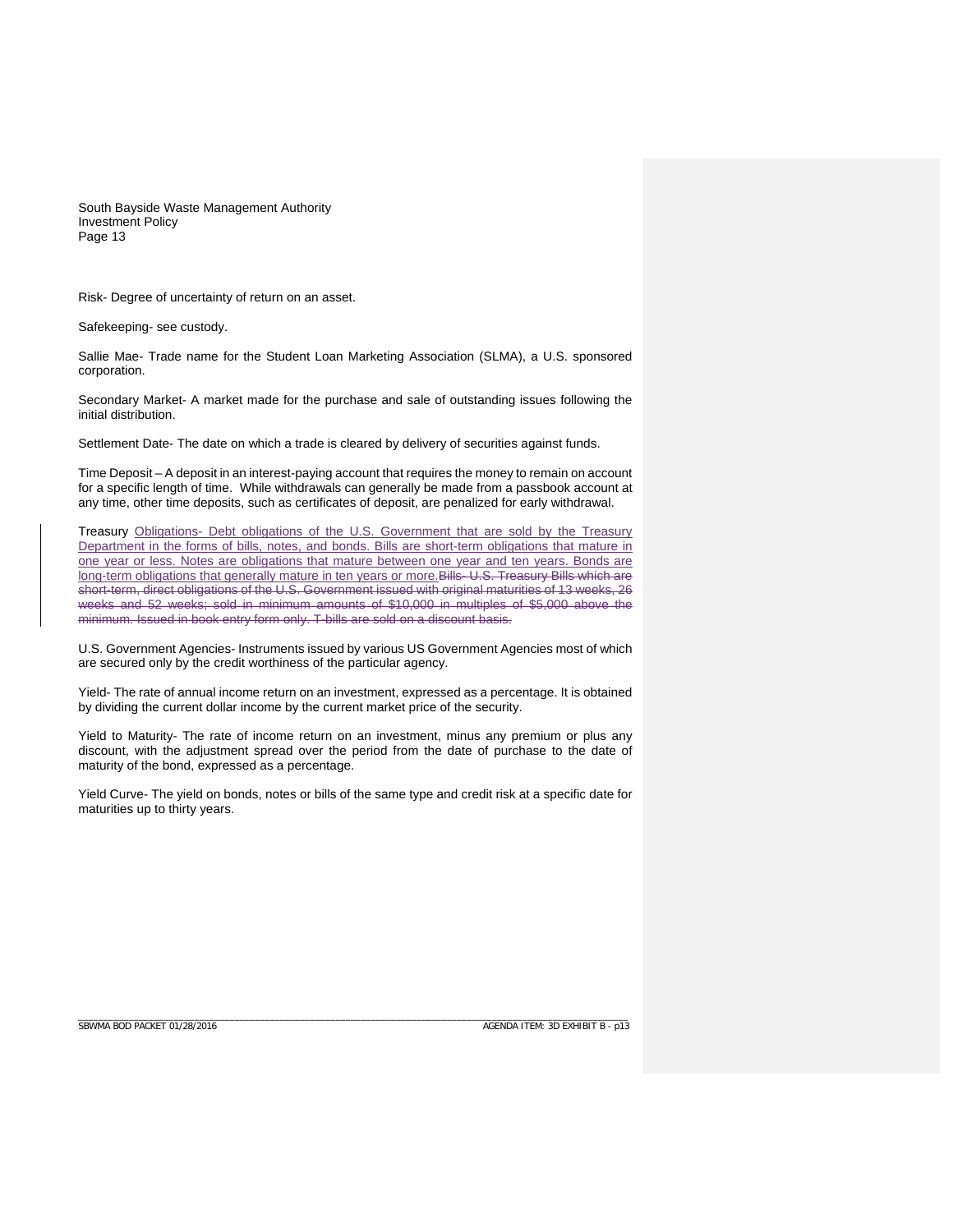Risk- Degree of uncertainty of return on an asset.

Safekeeping- see custody.

Sallie Mae- Trade name for the Student Loan Marketing Association (SLMA), a U.S. sponsored corporation.

Secondary Market- A market made for the purchase and sale of outstanding issues following the initial distribution.

Settlement Date- The date on which a trade is cleared by delivery of securities against funds.

Time Deposit – A deposit in an interest-paying account that requires the money to remain on account for a specific length of time. While withdrawals can generally be made from a passbook account at any time, other time deposits, such as certificates of deposit, are penalized for early withdrawal.

Treasury Obligations- Debt obligations of the U.S. Government that are sold by the Treasury Department in the forms of bills, notes, and bonds. Bills are short-term obligations that mature in one year or less. Notes are obligations that mature between one year and ten years. Bonds are long-term obligations that generally mature in ten years or more.~~Bills- U.S. Treasury Bills which are short-term, direct obligations of the U.S. Government issued with original maturities of 13 weeks, 26 weeks and 52 weeks; sold in minimum amounts of $10,000 in multiples of $5,000 above the minimum. Issued in book entry form only. T-bills are sold on a discount basis.~~

U.S. Government Agencies- Instruments issued by various US Government Agencies most of which are secured only by the credit worthiness of the particular agency.

Yield- The rate of annual income return on an investment, expressed as a percentage. It is obtained by dividing the current dollar income by the current market price of the security.

Yield to Maturity- The rate of income return on an investment, minus any premium or plus any discount, with the adjustment spread over the period from the date of purchase to the date of maturity of the bond, expressed as a percentage.

Yield Curve- The yield on bonds, notes or bills of the same type and credit risk at a specific date for maturities up to thirty years.